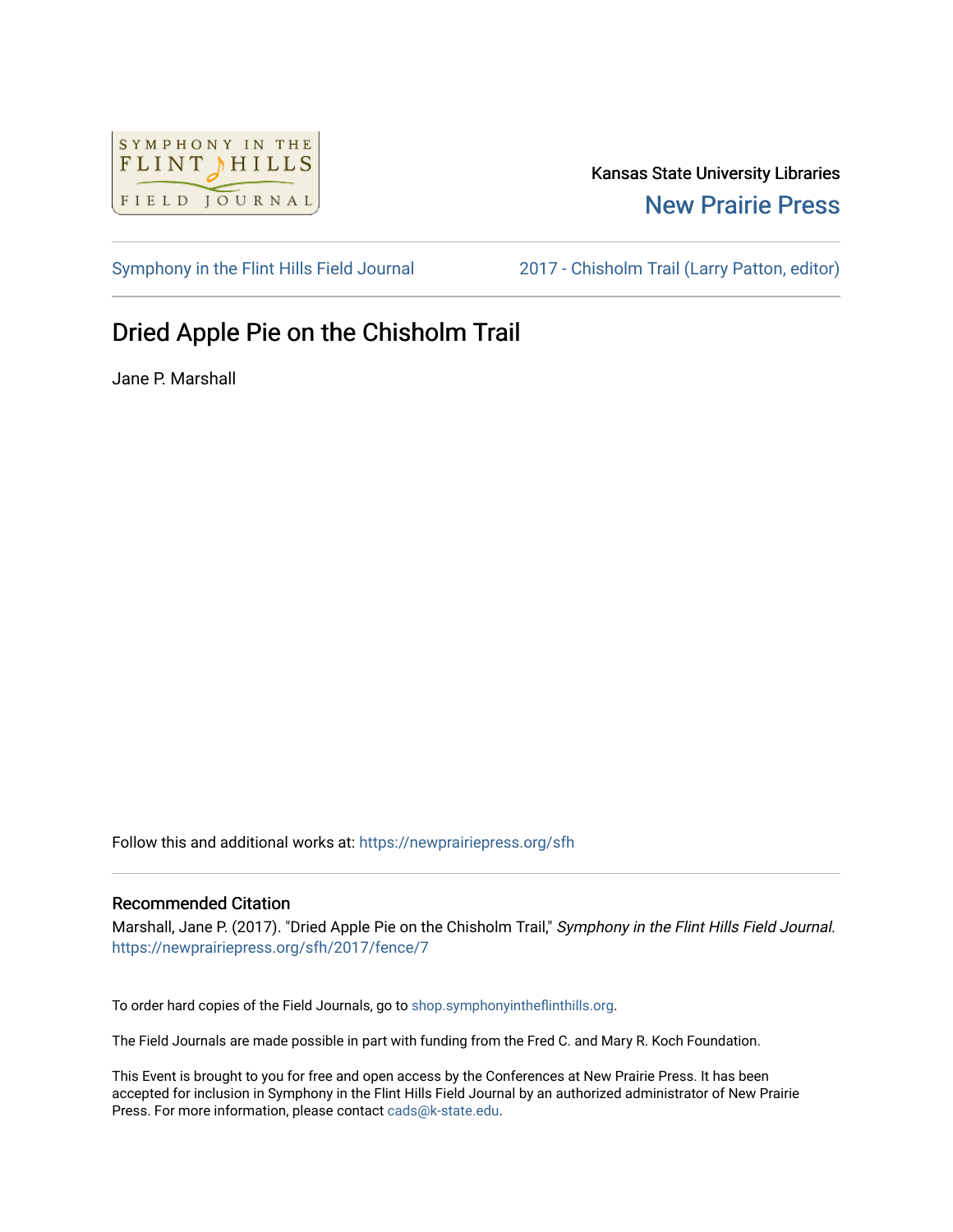Kansas State University Libraries

New Prairie Press

Symphony in the Flint Hills Field Journal

2017 - Chisholm Trail (Larry Patton, editor)

# Dried Apple Pie on the Chisholm Trail

Jane P. Marshall

Follow this and additional works at: https://newprairiepress.org/sfh

## Recommended Citation

Marshall, Jane P. (2017). "Dried Apple Pie on the Chisholm Trail," *Symphony in the Flint Hills Field Journal*. https://newprairiepress.org/sfh/2017/fence/7

To order hard copies of the Field Journals, go to shop.symphonyintheflinthills.org.

The Field Journals are made possible in part with funding from the Fred C. and Mary R. Koch Foundation.

This Event is brought to you for free and open access by the Conferences at New Prairie Press. It has been accepted for inclusion in Symphony in the Flint Hills Field Journal by an authorized administrator of New Prairie Press. For more information, please contact cads@k-state.edu.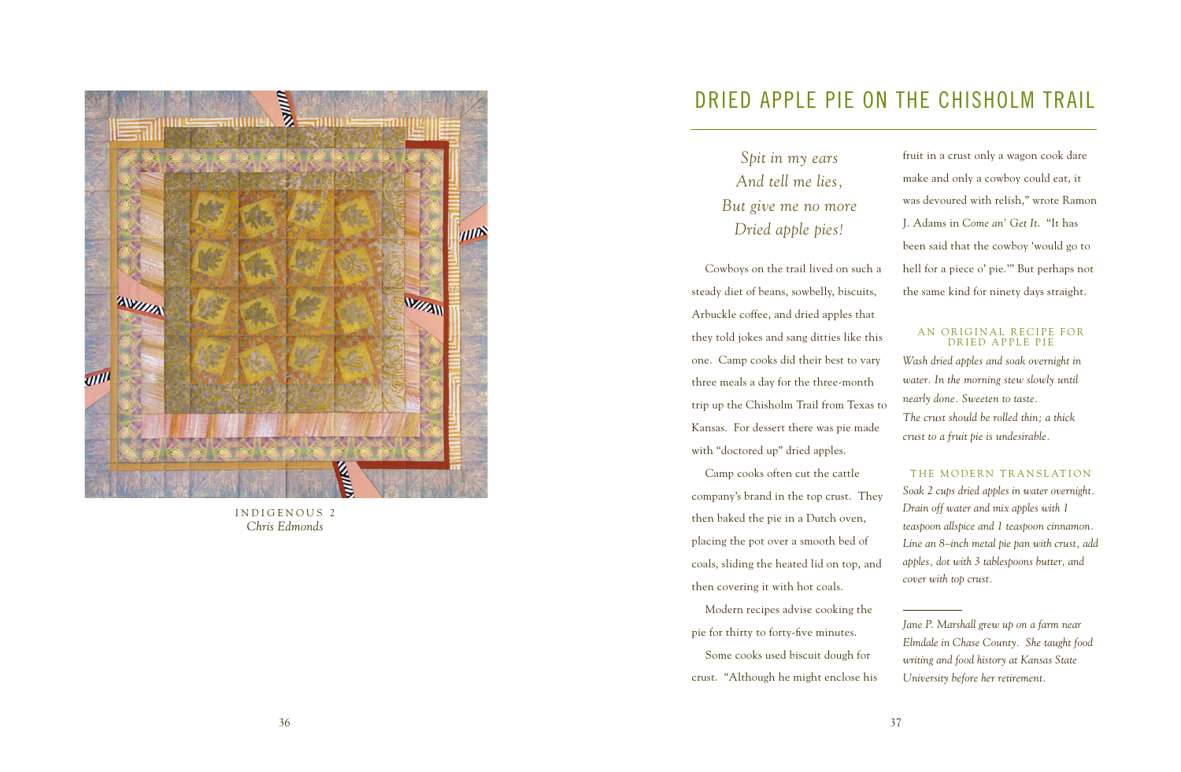INDIGENOUS 2
*Chris Edmonds*

# DRIED APPLE PIE ON THE CHISHOLM TRAIL

*Spit in my ears*
*And tell me lies,*
*But give me no more*
*Dried apple pies!*

Cowboys on the trail lived on such a steady diet of beans, sowbelly, biscuits, Arbuckle coffee, and dried apples that they told jokes and sang ditties like this one. Camp cooks did their best to vary three meals a day for the three-month trip up the Chisholm Trail from Texas to Kansas. For dessert there was pie made with "doctored up" dried apples.

Camp cooks often cut the cattle company's brand in the top crust. They then baked the pie in a Dutch oven, placing the pot over a smooth bed of coals, sliding the heated lid on top, and then covering it with hot coals.

Modern recipes advise cooking the pie for thirty to forty-five minutes.

Some cooks used biscuit dough for crust. "Although he might enclose his fruit in a crust only a wagon cook dare make and only a cowboy could eat, it was devoured with relish," wrote Ramon J. Adams in *Come an' Get It*. "It has been said that the cowboy 'would go to hell for a piece o' pie.'" But perhaps not the same kind for ninety days straight.

### AN ORIGINAL RECIPE FOR DRIED APPLE PIE

*Wash dried apples and soak overnight in water. In the morning stew slowly until nearly done. Sweeten to taste. The crust should be rolled thin; a thick crust to a fruit pie is undesirable.*

### THE MODERN TRANSLATION

*Soak 2 cups dried apples in water overnight. Drain off water and mix apples with 1 teaspoon allspice and 1 teaspoon cinnamon. Line an 8–inch metal pie pan with crust, add apples, dot with 3 tablespoons butter, and cover with top crust.*

---

*Jane P. Marshall grew up on a farm near Elmdale in Chase County. She taught food writing and food history at Kansas State University before her retirement.*